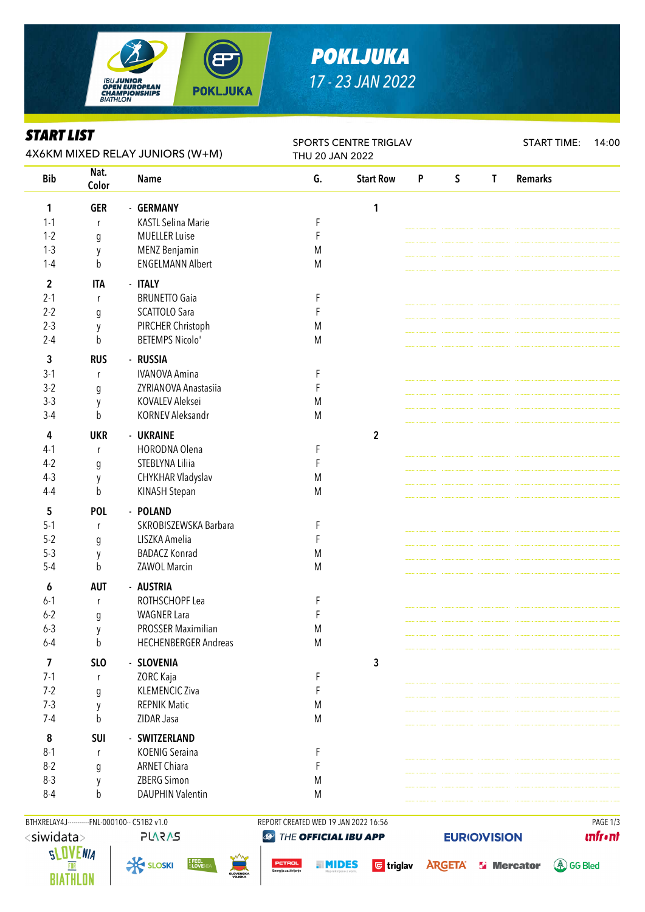# POKLJUKA

17 - 23 JAN 2022

## START LIST

4X6KM MIXED RELAY JUNIORS (W+M)

SPORTS CENTRE TRIGLAV
THU 20 JAN 2022

START TIME: 14:00

| Bib | Nat. Color | Name | G. | Start Row | P | S | T | Remarks |
|---|---|---|---|---|---|---|---|---|
| **1** | **GER** | - **GERMANY** | | **1** | | | | |
| 1-1 | r | KASTL Selina Marie | F | | | | | |
| 1-2 | g | MUELLER Luise | F | | | | | |
| 1-3 | y | MENZ Benjamin | M | | | | | |
| 1-4 | b | ENGELMANN Albert | M | | | | | |
| **2** | **ITA** | - **ITALY** | | | | | | |
| 2-1 | r | BRUNETTO Gaia | F | | | | | |
| 2-2 | g | SCATTOLO Sara | F | | | | | |
| 2-3 | y | PIRCHER Christoph | M | | | | | |
| 2-4 | b | BETEMPS Nicolo' | M | | | | | |
| **3** | **RUS** | - **RUSSIA** | | | | | | |
| 3-1 | r | IVANOVA Amina | F | | | | | |
| 3-2 | g | ZYRIANOVA Anastasiia | F | | | | | |
| 3-3 | y | KOVALEV Aleksei | M | | | | | |
| 3-4 | b | KORNEV Aleksandr | M | | | | | |
| **4** | **UKR** | - **UKRAINE** | | **2** | | | | |
| 4-1 | r | HORODNA Olena | F | | | | | |
| 4-2 | g | STEBLYNA Liliia | F | | | | | |
| 4-3 | y | CHYKHAR Vladyslav | M | | | | | |
| 4-4 | b | KINASH Stepan | M | | | | | |
| **5** | **POL** | - **POLAND** | | | | | | |
| 5-1 | r | SKROBISZEWSKA Barbara | F | | | | | |
| 5-2 | g | LISZKA Amelia | F | | | | | |
| 5-3 | y | BADACZ Konrad | M | | | | | |
| 5-4 | b | ZAWOL Marcin | M | | | | | |
| **6** | **AUT** | - **AUSTRIA** | | | | | | |
| 6-1 | r | ROTHSCHOPF Lea | F | | | | | |
| 6-2 | g | WAGNER Lara | F | | | | | |
| 6-3 | y | PROSSER Maximilian | M | | | | | |
| 6-4 | b | HECHENBERGER Andreas | M | | | | | |
| **7** | **SLO** | - **SLOVENIA** | | **3** | | | | |
| 7-1 | r | ZORC Kaja | F | | | | | |
| 7-2 | g | KLEMENCIC Ziva | F | | | | | |
| 7-3 | y | REPNIK Matic | M | | | | | |
| 7-4 | b | ZIDAR Jasa | M | | | | | |
| **8** | **SUI** | - **SWITZERLAND** | | | | | | |
| 8-1 | r | KOENIG Seraina | F | | | | | |
| 8-2 | g | ARNET Chiara | F | | | | | |
| 8-3 | y | ZBERG Simon | M | | | | | |
| 8-4 | b | DAUPHIN Valentin | M | | | | | |

BTHXRELAY4J-----------FNL-000100-- C51B2 v1.0 REPORT CREATED WED 19 JAN 2022 16:56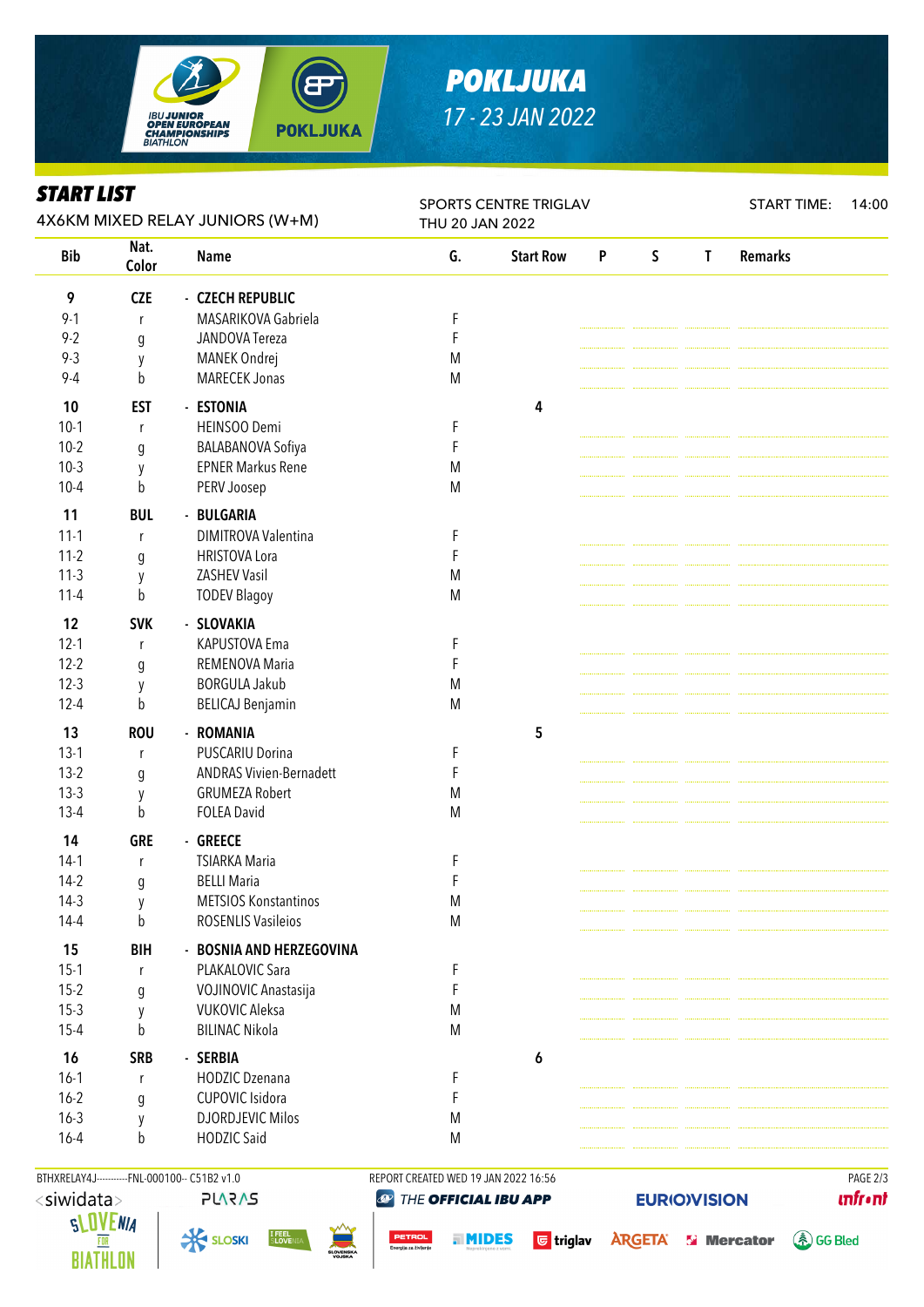# POKLJUKA

17 - 23 JAN 2022

## START LIST

4X6KM MIXED RELAY JUNIORS (W+M)

SPORTS CENTRE TRIGLAV
THU 20 JAN 2022

START TIME: 14:00

| Bib | Nat. Color | Name | G. | Start Row | P | S | T | Remarks |
|---|---|---|---|---|---|---|---|---|
| **9** | **CZE** | **- CZECH REPUBLIC** | | | | | | |
| 9-1 | r | MASARIKOVA Gabriela | F | | | | | |
| 9-2 | g | JANDOVA Tereza | F | | | | | |
| 9-3 | y | MANEK Ondrej | M | | | | | |
| 9-4 | b | MARECEK Jonas | M | | | | | |
| **10** | **EST** | **- ESTONIA** | | **4** | | | | |
| 10-1 | r | HEINSOO Demi | F | | | | | |
| 10-2 | g | BALABANOVA Sofiya | F | | | | | |
| 10-3 | y | EPNER Markus Rene | M | | | | | |
| 10-4 | b | PERV Joosep | M | | | | | |
| **11** | **BUL** | **- BULGARIA** | | | | | | |
| 11-1 | r | DIMITROVA Valentina | F | | | | | |
| 11-2 | g | HRISTOVA Lora | F | | | | | |
| 11-3 | y | ZASHEV Vasil | M | | | | | |
| 11-4 | b | TODEV Blagoy | M | | | | | |
| **12** | **SVK** | **- SLOVAKIA** | | | | | | |
| 12-1 | r | KAPUSTOVA Ema | F | | | | | |
| 12-2 | g | REMENOVA Maria | F | | | | | |
| 12-3 | y | BORGULA Jakub | M | | | | | |
| 12-4 | b | BELICAJ Benjamin | M | | | | | |
| **13** | **ROU** | **- ROMANIA** | | **5** | | | | |
| 13-1 | r | PUSCARIU Dorina | F | | | | | |
| 13-2 | g | ANDRAS Vivien-Bernadett | F | | | | | |
| 13-3 | y | GRUMEZA Robert | M | | | | | |
| 13-4 | b | FOLEA David | M | | | | | |
| **14** | **GRE** | **- GREECE** | | | | | | |
| 14-1 | r | TSIARKA Maria | F | | | | | |
| 14-2 | g | BELLI Maria | F | | | | | |
| 14-3 | y | METSIOS Konstantinos | M | | | | | |
| 14-4 | b | ROSENLIS Vasileios | M | | | | | |
| **15** | **BIH** | **- BOSNIA AND HERZEGOVINA** | | | | | | |
| 15-1 | r | PLAKALOVIC Sara | F | | | | | |
| 15-2 | g | VOJINOVIC Anastasija | F | | | | | |
| 15-3 | y | VUKOVIC Aleksa | M | | | | | |
| 15-4 | b | BILINAC Nikola | M | | | | | |
| **16** | **SRB** | **- SERBIA** | | **6** | | | | |
| 16-1 | r | HODZIC Dzenana | F | | | | | |
| 16-2 | g | CUPOVIC Isidora | F | | | | | |
| 16-3 | y | DJORDJEVIC Milos | M | | | | | |
| 16-4 | b | HODZIC Said | M | | | | | |

BTHXRELAY4J-----------FNL-000100-- C51B2 v1.0 REPORT CREATED WED 19 JAN 2022 16:56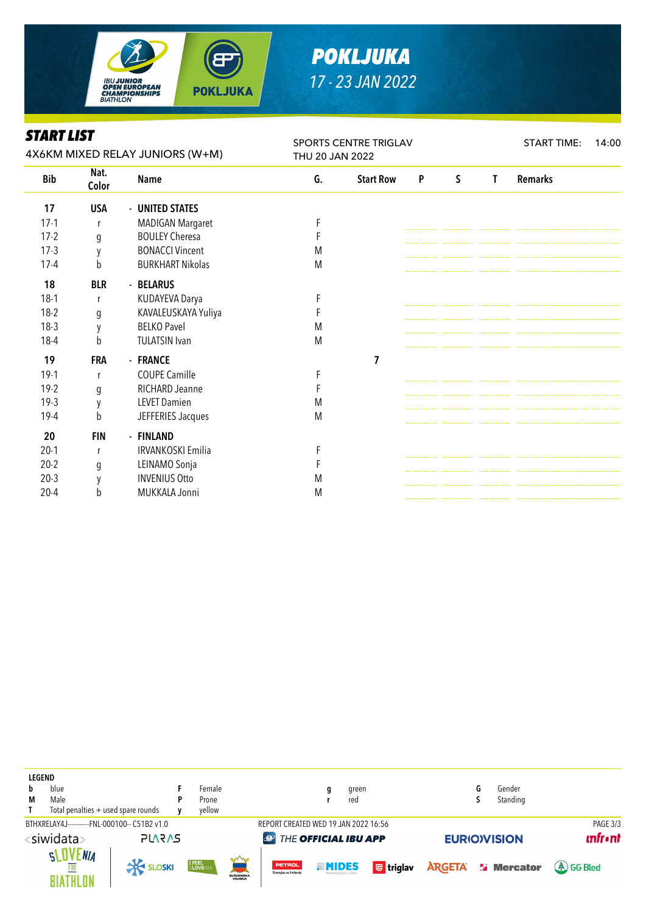# POKLJUKA
17 - 23 JAN 2022

## START LIST

4X6KM MIXED RELAY JUNIORS (W+M)

SPORTS CENTRE TRIGLAV
THU 20 JAN 2022

START TIME: 14:00

| Bib | Nat. Color | Name | G. | Start Row | P | S | T | Remarks |
|---|---|---|---|---|---|---|---|---|
| **17** | **USA** | **- UNITED STATES** | | | | | | |
| 17-1 | r | MADIGAN Margaret | F | | | | | |
| 17-2 | g | BOULEY Cheresa | F | | | | | |
| 17-3 | y | BONACCI Vincent | M | | | | | |
| 17-4 | b | BURKHART Nikolas | M | | | | | |
| **18** | **BLR** | **- BELARUS** | | | | | | |
| 18-1 | r | KUDAYEVA Darya | F | | | | | |
| 18-2 | g | KAVALEUSKAYA Yuliya | F | | | | | |
| 18-3 | y | BELKO Pavel | M | | | | | |
| 18-4 | b | TULATSIN Ivan | M | | | | | |
| **19** | **FRA** | **- FRANCE** | | **7** | | | | |
| 19-1 | r | COUPE Camille | F | | | | | |
| 19-2 | g | RICHARD Jeanne | F | | | | | |
| 19-3 | y | LEVET Damien | M | | | | | |
| 19-4 | b | JEFFERIES Jacques | M | | | | | |
| **20** | **FIN** | **- FINLAND** | | | | | | |
| 20-1 | r | IRVANKOSKI Emilia | F | | | | | |
| 20-2 | g | LEINAMO Sonja | F | | | | | |
| 20-3 | y | INVENIUS Otto | M | | | | | |
| 20-4 | b | MUKKALA Jonni | M | | | | | |

**LEGEND**

| | | | | | | | |
|---|---|---|---|---|---|---|---|
| b | blue | F | Female | g | green | G | Gender |
| M | Male | P | Prone | r | red | S | Standing |
| T | Total penalties + used spare rounds | y | yellow | | | | |

BTHXRELAY4J-----------FNL-000100-- C51B2 v1.0

REPORT CREATED WED 19 JAN 2022 16:56